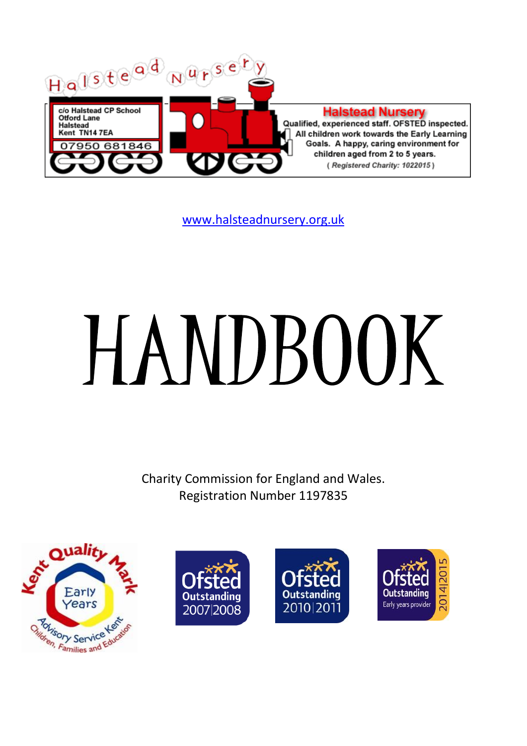Halstead Nursery

c/o Halstead CP School
Otford Lane
Halstead
Kent TN14 7EA

07950 681846

**Halstead Nursery**

Qualified, experienced staff. OFSTED inspected. All children work towards the Early Learning Goals. A happy, caring environment for children aged from 2 to 5 years.

*( Registered Charity: 1022015 )*

www.halsteadnursery.org.uk

# HANDBOOK

Charity Commission for England and Wales.
Registration Number 1197835

Kent Quality Mark Early Years — Advisory Service Kent — Children, Families and Education

Ofsted Outstanding 2007|2008

Ofsted Outstanding 2010|2011

Ofsted Outstanding Early years provider 2014|2015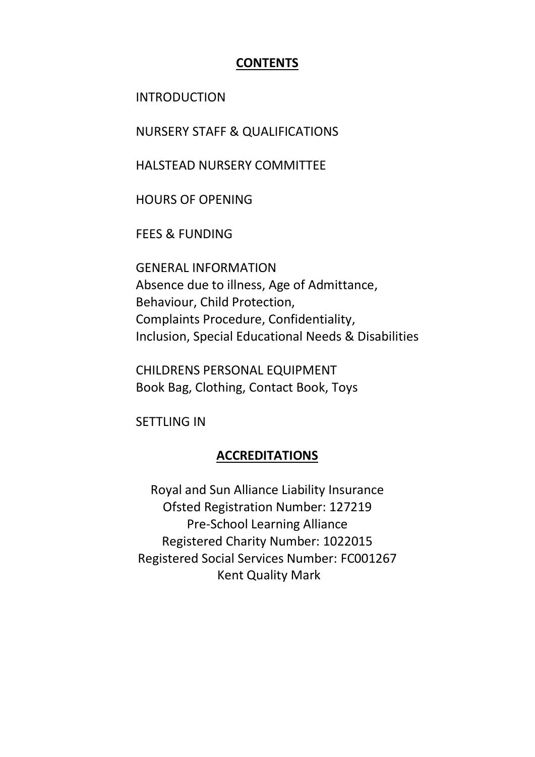## CONTENTS

INTRODUCTION

NURSERY STAFF & QUALIFICATIONS

HALSTEAD NURSERY COMMITTEE

HOURS OF OPENING

FEES & FUNDING

GENERAL INFORMATION
Absence due to illness, Age of Admittance,
Behaviour, Child Protection,
Complaints Procedure, Confidentiality,
Inclusion, Special Educational Needs & Disabilities

CHILDRENS PERSONAL EQUIPMENT
Book Bag, Clothing, Contact Book, Toys

SETTLING IN

## ACCREDITATIONS

Royal and Sun Alliance Liability Insurance
Ofsted Registration Number: 127219
Pre-School Learning Alliance
Registered Charity Number: 1022015
Registered Social Services Number: FC001267
Kent Quality Mark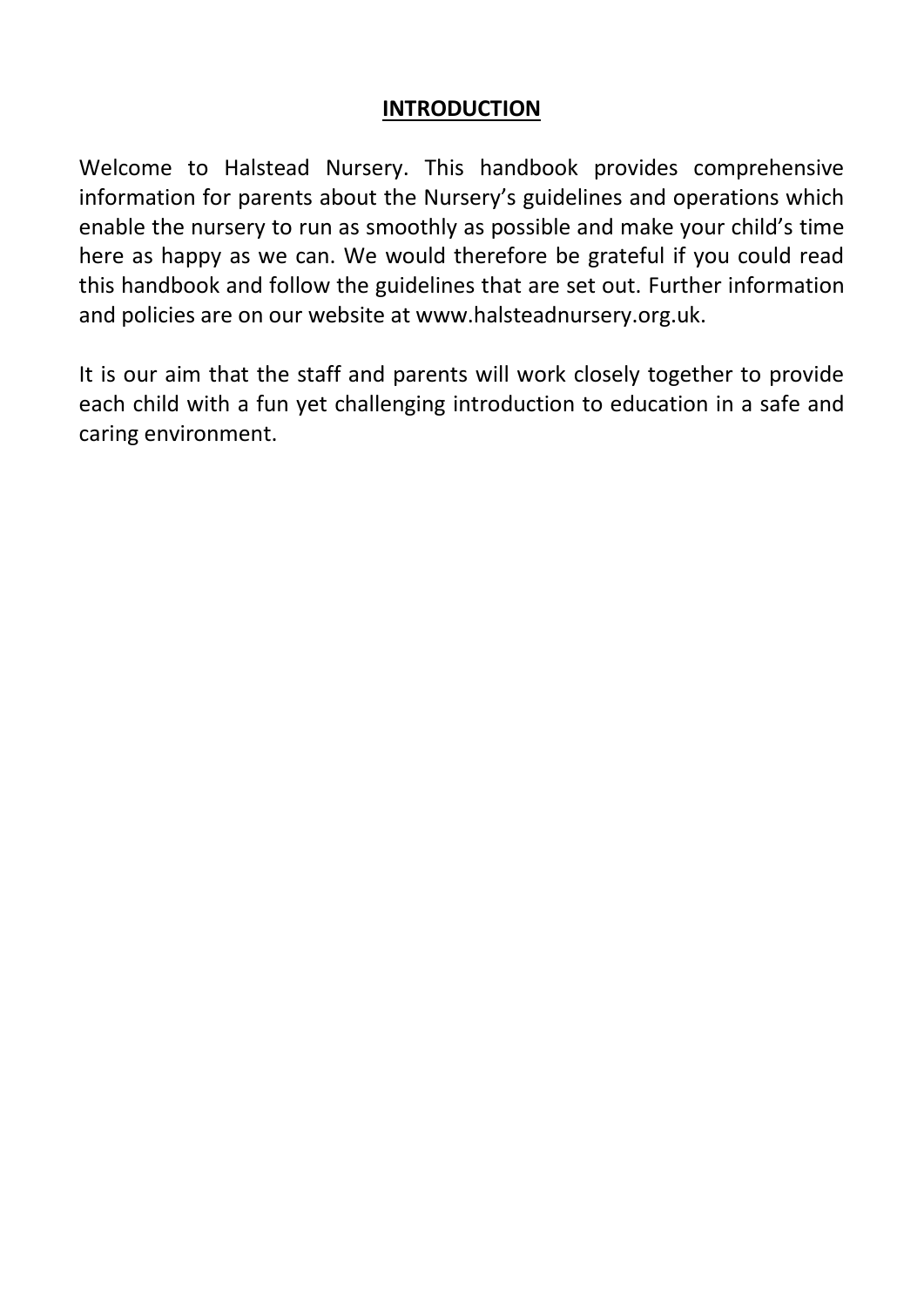## INTRODUCTION

Welcome to Halstead Nursery. This handbook provides comprehensive information for parents about the Nursery's guidelines and operations which enable the nursery to run as smoothly as possible and make your child's time here as happy as we can. We would therefore be grateful if you could read this handbook and follow the guidelines that are set out. Further information and policies are on our website at www.halsteadnursery.org.uk.

It is our aim that the staff and parents will work closely together to provide each child with a fun yet challenging introduction to education in a safe and caring environment.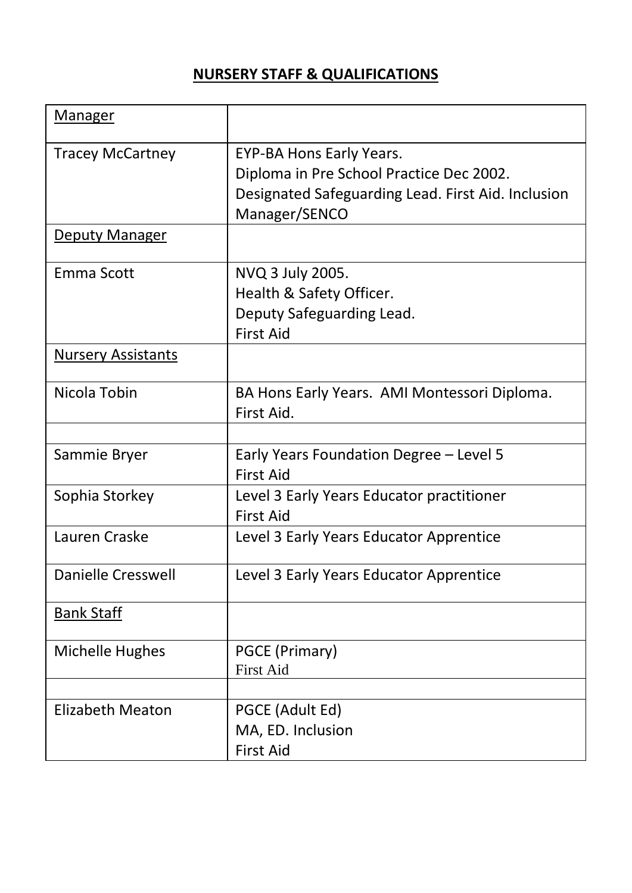**NURSERY STAFF & QUALIFICATIONS**

| Manager | |
|---|---|
| Tracey McCartney | EYP-BA Hons Early Years.<br>Diploma in Pre School Practice Dec 2002.<br>Designated Safeguarding Lead. First Aid. Inclusion Manager/SENCO |
| Deputy Manager | |
| Emma Scott | NVQ 3 July 2005.<br>Health & Safety Officer.<br>Deputy Safeguarding Lead.<br>First Aid |
| Nursery Assistants | |
| Nicola Tobin | BA Hons Early Years. AMI Montessori Diploma.<br>First Aid. |
| | |
| Sammie Bryer | Early Years Foundation Degree – Level 5<br>First Aid |
| Sophia Storkey | Level 3 Early Years Educator practitioner<br>First Aid |
| Lauren Craske | Level 3 Early Years Educator Apprentice |
| Danielle Cresswell | Level 3 Early Years Educator Apprentice |
| Bank Staff | |
| Michelle Hughes | PGCE (Primary)<br>First Aid |
| | |
| Elizabeth Meaton | PGCE (Adult Ed)<br>MA, ED. Inclusion<br>First Aid |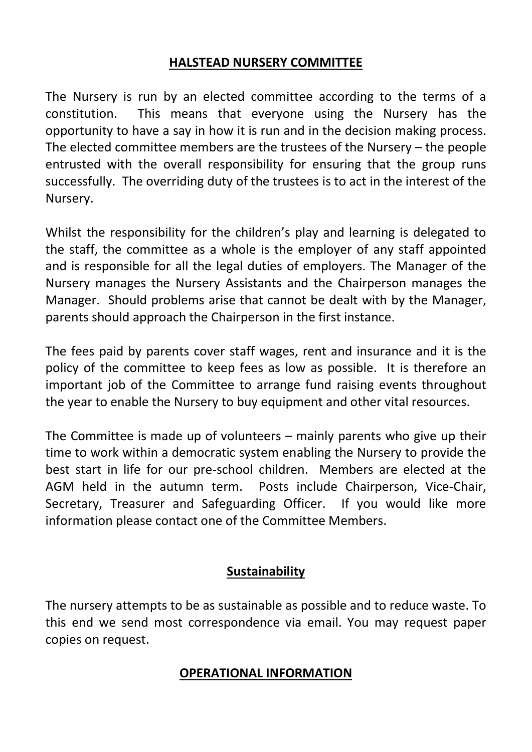## HALSTEAD NURSERY COMMITTEE

The Nursery is run by an elected committee according to the terms of a constitution. This means that everyone using the Nursery has the opportunity to have a say in how it is run and in the decision making process. The elected committee members are the trustees of the Nursery – the people entrusted with the overall responsibility for ensuring that the group runs successfully. The overriding duty of the trustees is to act in the interest of the Nursery.

Whilst the responsibility for the children's play and learning is delegated to the staff, the committee as a whole is the employer of any staff appointed and is responsible for all the legal duties of employers. The Manager of the Nursery manages the Nursery Assistants and the Chairperson manages the Manager. Should problems arise that cannot be dealt with by the Manager, parents should approach the Chairperson in the first instance.

The fees paid by parents cover staff wages, rent and insurance and it is the policy of the committee to keep fees as low as possible. It is therefore an important job of the Committee to arrange fund raising events throughout the year to enable the Nursery to buy equipment and other vital resources.

The Committee is made up of volunteers – mainly parents who give up their time to work within a democratic system enabling the Nursery to provide the best start in life for our pre-school children. Members are elected at the AGM held in the autumn term. Posts include Chairperson, Vice-Chair, Secretary, Treasurer and Safeguarding Officer. If you would like more information please contact one of the Committee Members.

## Sustainability

The nursery attempts to be as sustainable as possible and to reduce waste. To this end we send most correspondence via email. You may request paper copies on request.

## OPERATIONAL INFORMATION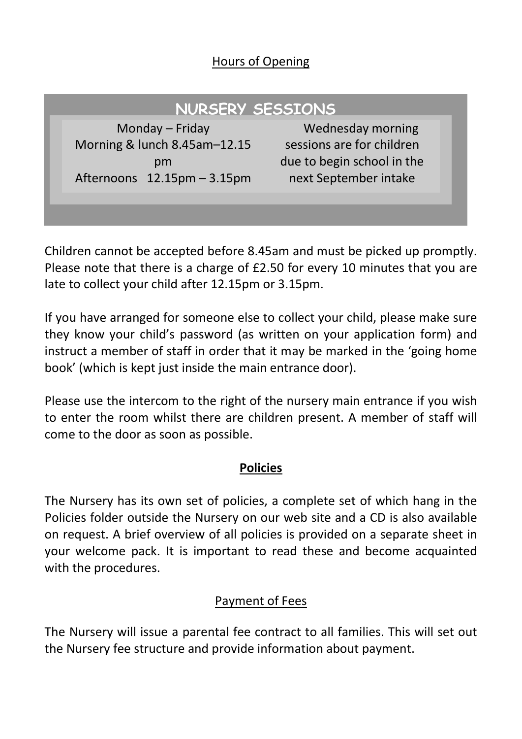Hours of Opening

## NURSERY SESSIONS

Monday – Friday
Morning & lunch 8.45am–12.15 pm
Afternoons 12.15pm – 3.15pm

Wednesday morning sessions are for children due to begin school in the next September intake

Children cannot be accepted before 8.45am and must be picked up promptly. Please note that there is a charge of £2.50 for every 10 minutes that you are late to collect your child after 12.15pm or 3.15pm.

If you have arranged for someone else to collect your child, please make sure they know your child's password (as written on your application form) and instruct a member of staff in order that it may be marked in the 'going home book' (which is kept just inside the main entrance door).

Please use the intercom to the right of the nursery main entrance if you wish to enter the room whilst there are children present. A member of staff will come to the door as soon as possible.

**Policies**

The Nursery has its own set of policies, a complete set of which hang in the Policies folder outside the Nursery on our web site and a CD is also available on request. A brief overview of all policies is provided on a separate sheet in your welcome pack. It is important to read these and become acquainted with the procedures.

Payment of Fees

The Nursery will issue a parental fee contract to all families. This will set out the Nursery fee structure and provide information about payment.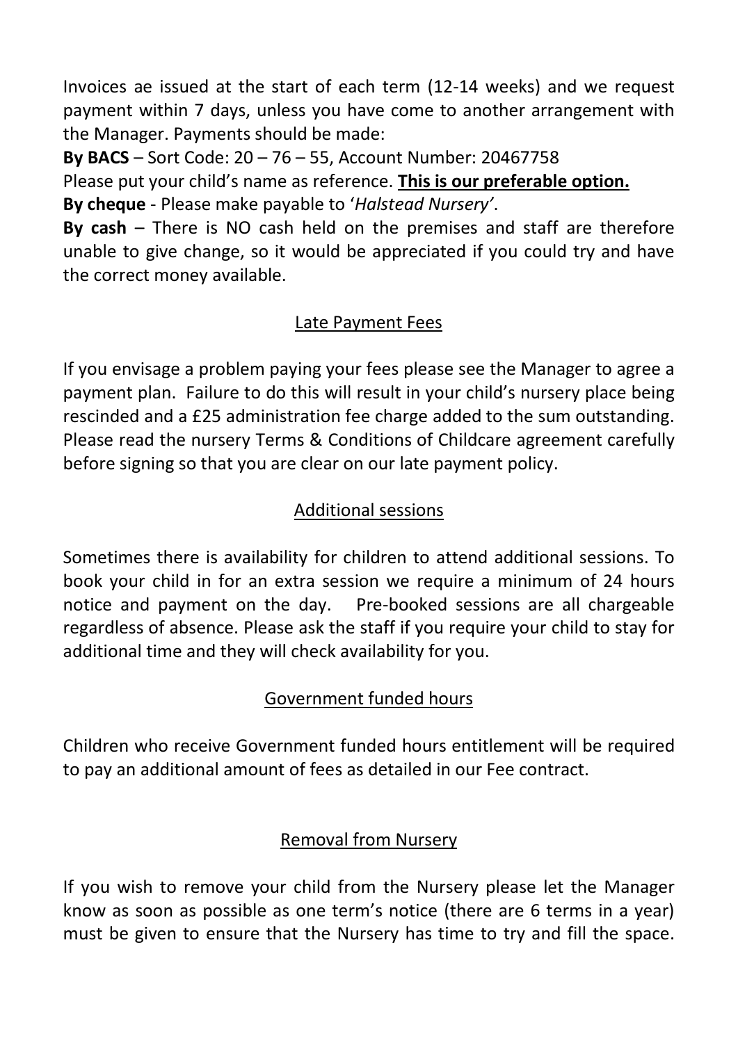Invoices ae issued at the start of each term (12-14 weeks) and we request payment within 7 days, unless you have come to another arrangement with the Manager. Payments should be made:

**By BACS** – Sort Code: 20 – 76 – 55, Account Number: 20467758

Please put your child's name as reference. **<u>This is our preferable option.</u>**

**By cheque** - Please make payable to '*Halstead Nursery'*.

**By cash** – There is NO cash held on the premises and staff are therefore unable to give change, so it would be appreciated if you could try and have the correct money available.

## <u>Late Payment Fees</u>

If you envisage a problem paying your fees please see the Manager to agree a payment plan. Failure to do this will result in your child's nursery place being rescinded and a £25 administration fee charge added to the sum outstanding. Please read the nursery Terms & Conditions of Childcare agreement carefully before signing so that you are clear on our late payment policy.

## <u>Additional sessions</u>

Sometimes there is availability for children to attend additional sessions. To book your child in for an extra session we require a minimum of 24 hours notice and payment on the day. Pre-booked sessions are all chargeable regardless of absence. Please ask the staff if you require your child to stay for additional time and they will check availability for you.

## <u>Government funded hours</u>

Children who receive Government funded hours entitlement will be required to pay an additional amount of fees as detailed in our Fee contract.

## <u>Removal from Nursery</u>

If you wish to remove your child from the Nursery please let the Manager know as soon as possible as one term's notice (there are 6 terms in a year) must be given to ensure that the Nursery has time to try and fill the space.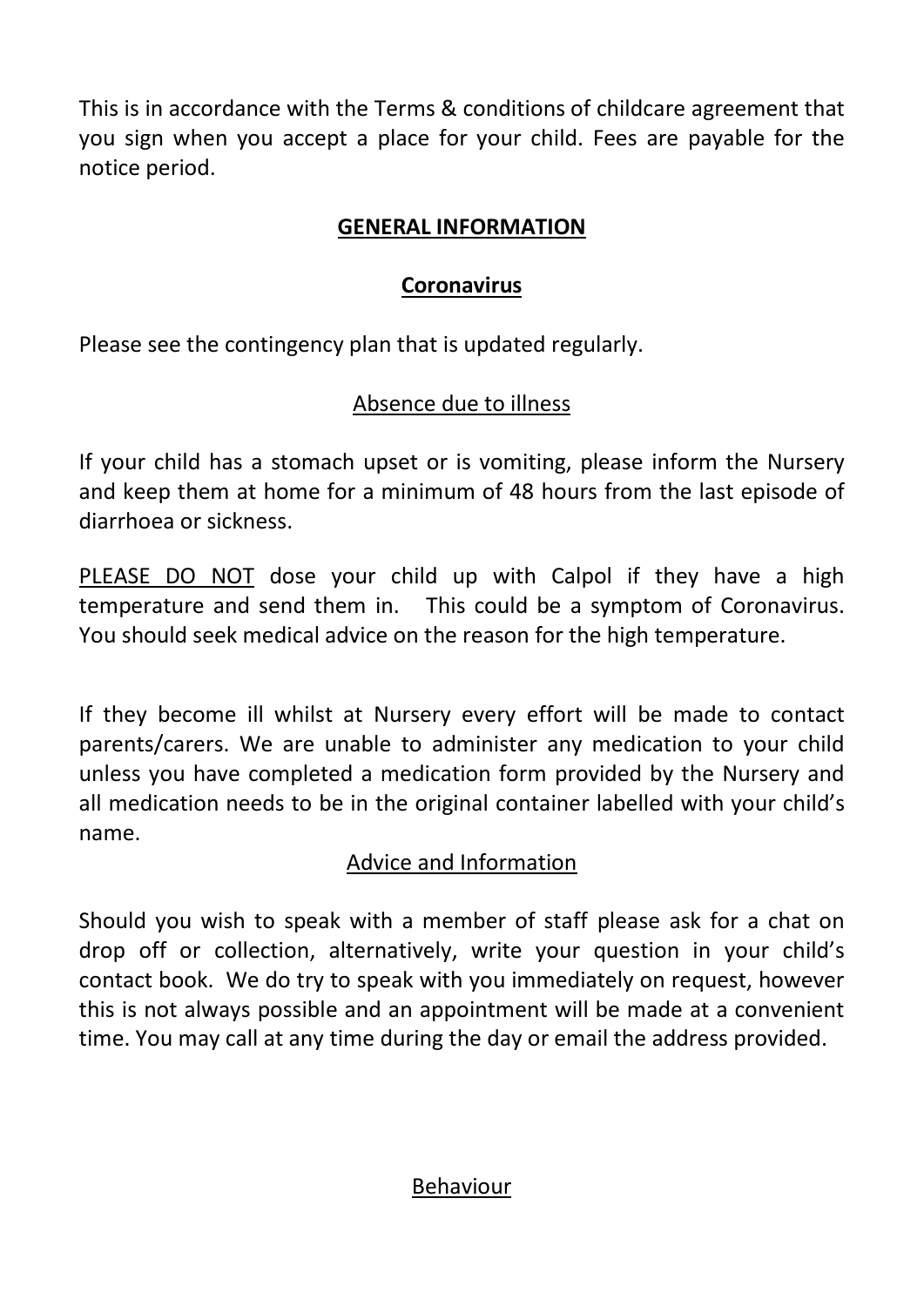This is in accordance with the Terms & conditions of childcare agreement that you sign when you accept a place for your child. Fees are payable for the notice period.

## GENERAL INFORMATION

### Coronavirus

Please see the contingency plan that is updated regularly.

#### Absence due to illness

If your child has a stomach upset or is vomiting, please inform the Nursery and keep them at home for a minimum of 48 hours from the last episode of diarrhoea or sickness.

PLEASE DO NOT dose your child up with Calpol if they have a high temperature and send them in. This could be a symptom of Coronavirus. You should seek medical advice on the reason for the high temperature.

If they become ill whilst at Nursery every effort will be made to contact parents/carers. We are unable to administer any medication to your child unless you have completed a medication form provided by the Nursery and all medication needs to be in the original container labelled with your child's name.

#### Advice and Information

Should you wish to speak with a member of staff please ask for a chat on drop off or collection, alternatively, write your question in your child's contact book. We do try to speak with you immediately on request, however this is not always possible and an appointment will be made at a convenient time. You may call at any time during the day or email the address provided.

#### Behaviour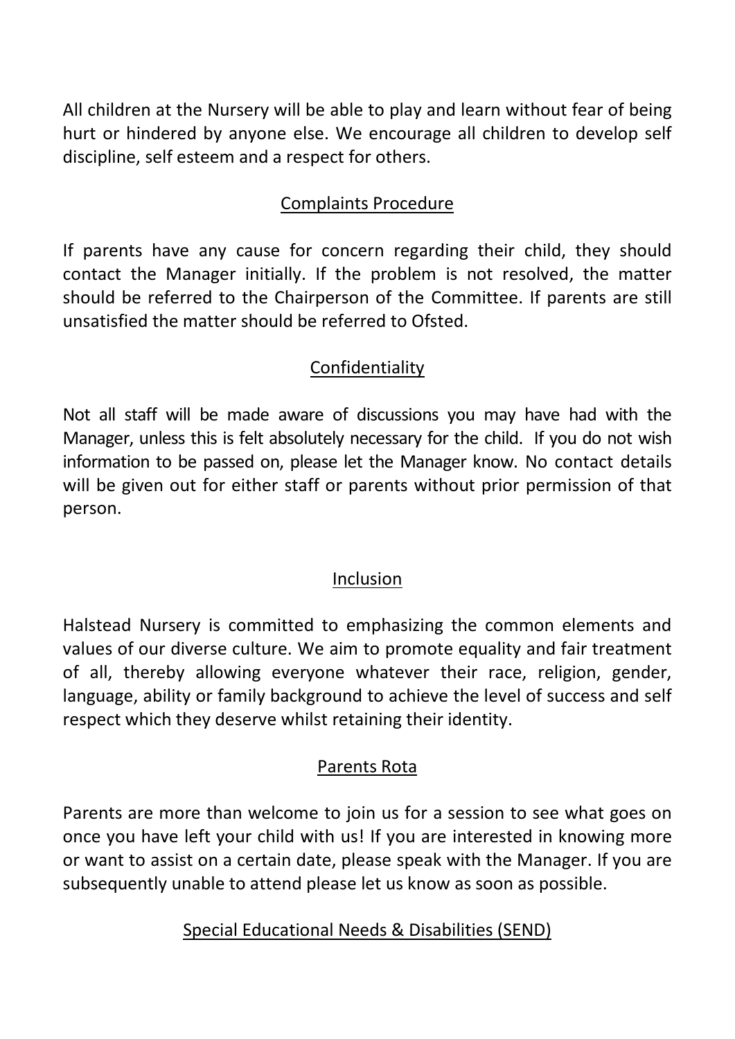All children at the Nursery will be able to play and learn without fear of being hurt or hindered by anyone else. We encourage all children to develop self discipline, self esteem and a respect for others.

## Complaints Procedure

If parents have any cause for concern regarding their child, they should contact the Manager initially. If the problem is not resolved, the matter should be referred to the Chairperson of the Committee. If parents are still unsatisfied the matter should be referred to Ofsted.

## Confidentiality

Not all staff will be made aware of discussions you may have had with the Manager, unless this is felt absolutely necessary for the child. If you do not wish information to be passed on, please let the Manager know. No contact details will be given out for either staff or parents without prior permission of that person.

## Inclusion

Halstead Nursery is committed to emphasizing the common elements and values of our diverse culture. We aim to promote equality and fair treatment of all, thereby allowing everyone whatever their race, religion, gender, language, ability or family background to achieve the level of success and self respect which they deserve whilst retaining their identity.

## Parents Rota

Parents are more than welcome to join us for a session to see what goes on once you have left your child with us! If you are interested in knowing more or want to assist on a certain date, please speak with the Manager. If you are subsequently unable to attend please let us know as soon as possible.

## Special Educational Needs & Disabilities (SEND)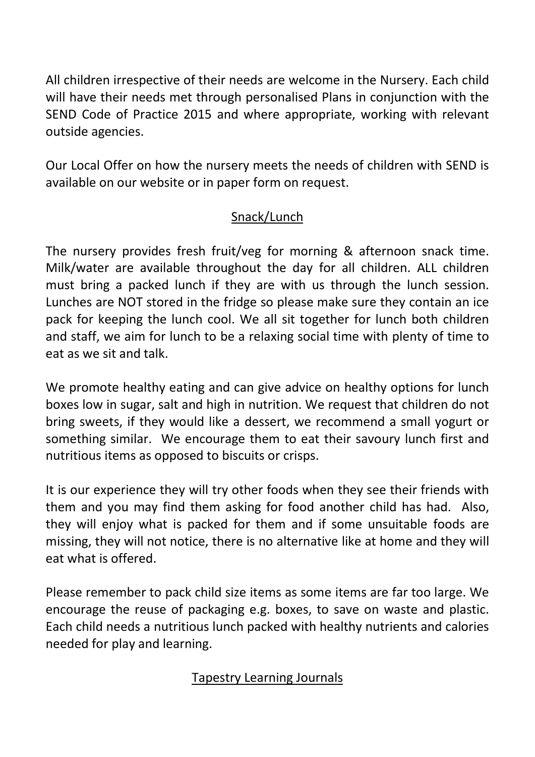All children irrespective of their needs are welcome in the Nursery. Each child will have their needs met through personalised Plans in conjunction with the SEND Code of Practice 2015 and where appropriate, working with relevant outside agencies.

Our Local Offer on how the nursery meets the needs of children with SEND is available on our website or in paper form on request.

## Snack/Lunch

The nursery provides fresh fruit/veg for morning & afternoon snack time. Milk/water are available throughout the day for all children. ALL children must bring a packed lunch if they are with us through the lunch session. Lunches are NOT stored in the fridge so please make sure they contain an ice pack for keeping the lunch cool. We all sit together for lunch both children and staff, we aim for lunch to be a relaxing social time with plenty of time to eat as we sit and talk.

We promote healthy eating and can give advice on healthy options for lunch boxes low in sugar, salt and high in nutrition. We request that children do not bring sweets, if they would like a dessert, we recommend a small yogurt or something similar. We encourage them to eat their savoury lunch first and nutritious items as opposed to biscuits or crisps.

It is our experience they will try other foods when they see their friends with them and you may find them asking for food another child has had. Also, they will enjoy what is packed for them and if some unsuitable foods are missing, they will not notice, there is no alternative like at home and they will eat what is offered.

Please remember to pack child size items as some items are far too large. We encourage the reuse of packaging e.g. boxes, to save on waste and plastic. Each child needs a nutritious lunch packed with healthy nutrients and calories needed for play and learning.

## Tapestry Learning Journals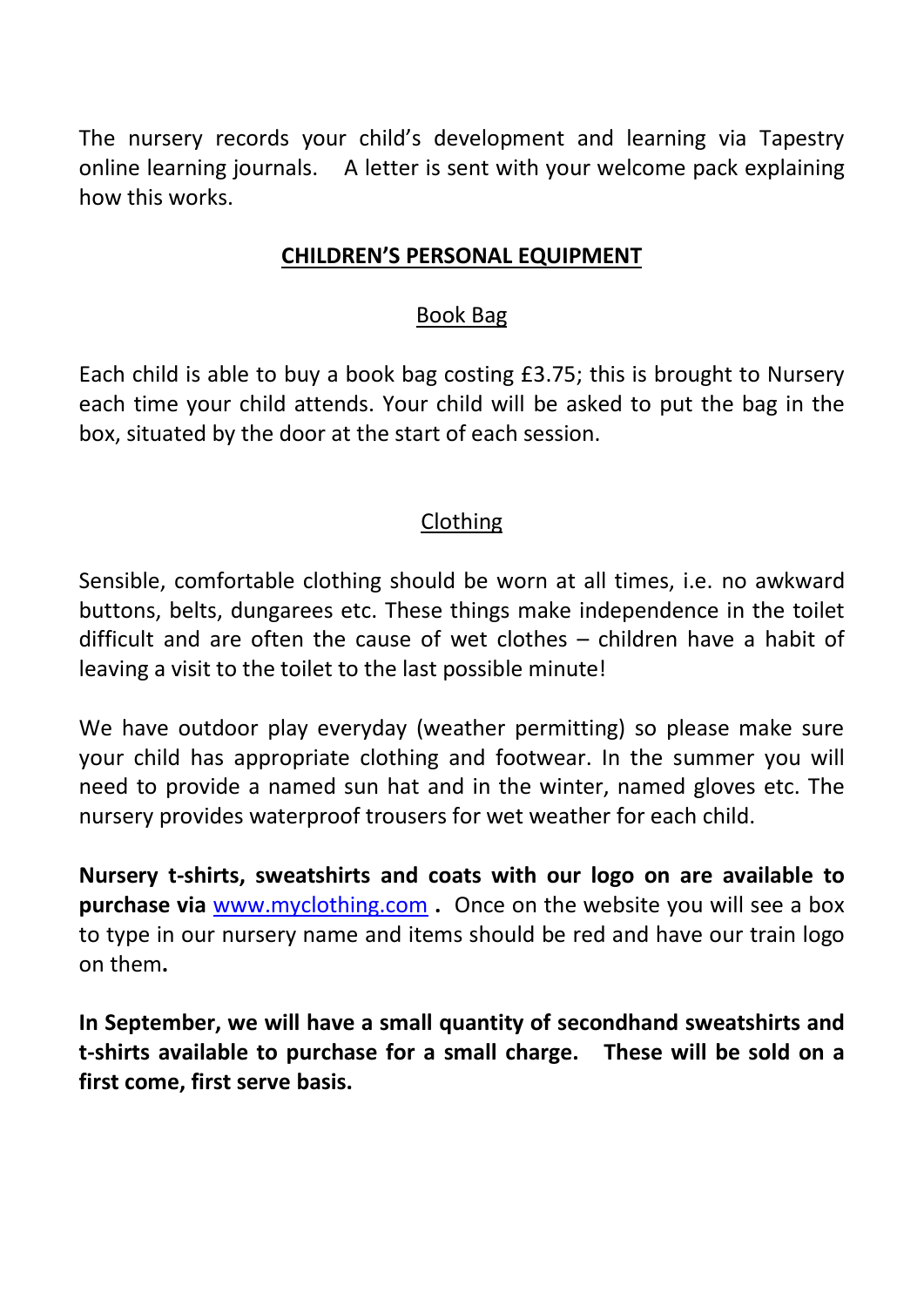The nursery records your child's development and learning via Tapestry online learning journals. A letter is sent with your welcome pack explaining how this works.

## CHILDREN'S PERSONAL EQUIPMENT

### Book Bag

Each child is able to buy a book bag costing £3.75; this is brought to Nursery each time your child attends. Your child will be asked to put the bag in the box, situated by the door at the start of each session.

### Clothing

Sensible, comfortable clothing should be worn at all times, i.e. no awkward buttons, belts, dungarees etc. These things make independence in the toilet difficult and are often the cause of wet clothes – children have a habit of leaving a visit to the toilet to the last possible minute!

We have outdoor play everyday (weather permitting) so please make sure your child has appropriate clothing and footwear. In the summer you will need to provide a named sun hat and in the winter, named gloves etc. The nursery provides waterproof trousers for wet weather for each child.

**Nursery t-shirts, sweatshirts and coats with our logo on are available to purchase via** [www.myclothing.com](http://www.myclothing.com) **.** Once on the website you will see a box to type in our nursery name and items should be red and have our train logo on them**.**

**In September, we will have a small quantity of secondhand sweatshirts and t-shirts available to purchase for a small charge. These will be sold on a first come, first serve basis.**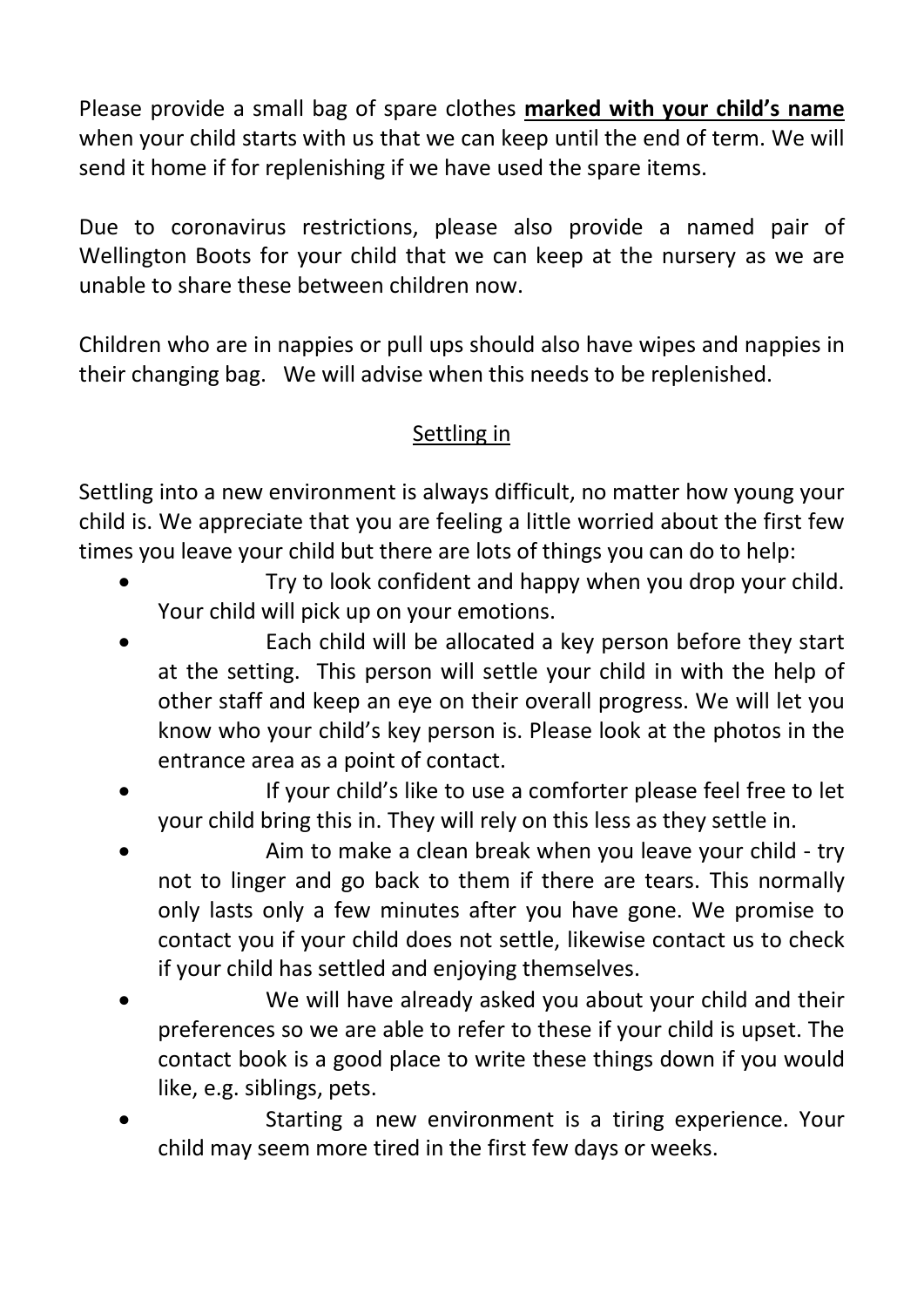Please provide a small bag of spare clothes **marked with your child's name** when your child starts with us that we can keep until the end of term. We will send it home if for replenishing if we have used the spare items.

Due to coronavirus restrictions, please also provide a named pair of Wellington Boots for your child that we can keep at the nursery as we are unable to share these between children now.

Children who are in nappies or pull ups should also have wipes and nappies in their changing bag. We will advise when this needs to be replenished.

## Settling in

Settling into a new environment is always difficult, no matter how young your child is. We appreciate that you are feeling a little worried about the first few times you leave your child but there are lots of things you can do to help:

- Try to look confident and happy when you drop your child. Your child will pick up on your emotions.
- Each child will be allocated a key person before they start at the setting. This person will settle your child in with the help of other staff and keep an eye on their overall progress. We will let you know who your child's key person is. Please look at the photos in the entrance area as a point of contact.
- If your child's like to use a comforter please feel free to let your child bring this in. They will rely on this less as they settle in.
- Aim to make a clean break when you leave your child - try not to linger and go back to them if there are tears. This normally only lasts only a few minutes after you have gone. We promise to contact you if your child does not settle, likewise contact us to check if your child has settled and enjoying themselves.
- We will have already asked you about your child and their preferences so we are able to refer to these if your child is upset. The contact book is a good place to write these things down if you would like, e.g. siblings, pets.
- Starting a new environment is a tiring experience. Your child may seem more tired in the first few days or weeks.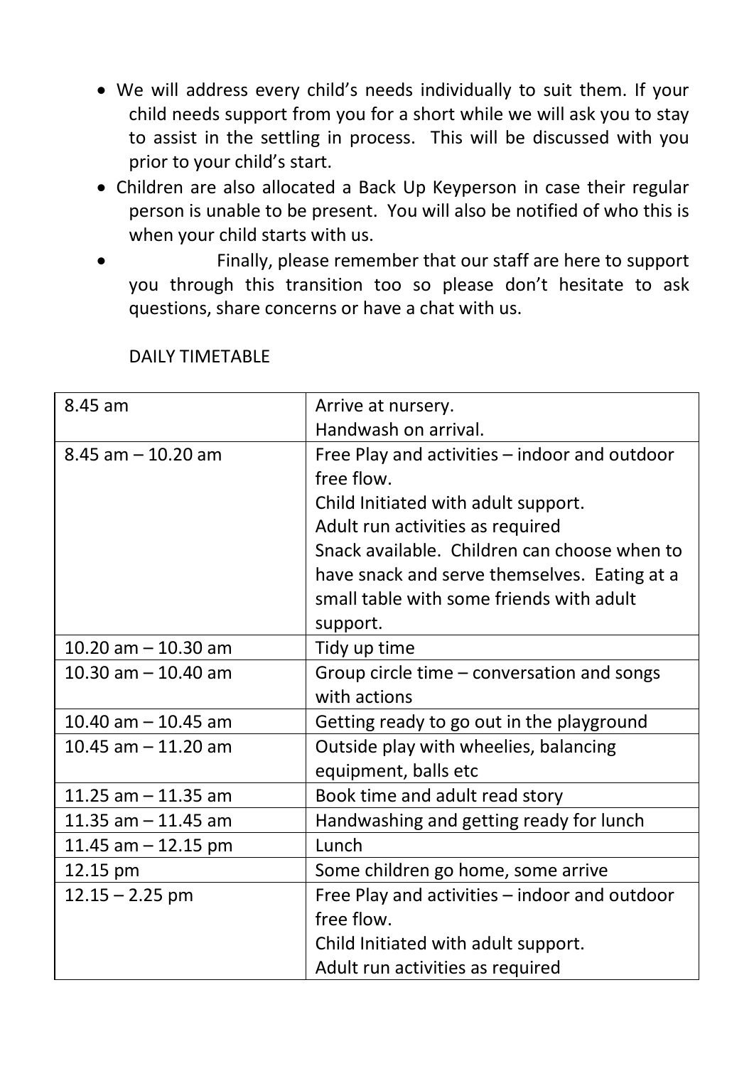- We will address every child's needs individually to suit them. If your child needs support from you for a short while we will ask you to stay to assist in the settling in process. This will be discussed with you prior to your child's start.
- Children are also allocated a Back Up Keyperson in case their regular person is unable to be present. You will also be notified of who this is when your child starts with us.
- Finally, please remember that our staff are here to support you through this transition too so please don't hesitate to ask questions, share concerns or have a chat with us.

DAILY TIMETABLE

| | |
|---|---|
| 8.45 am | Arrive at nursery.<br>Handwash on arrival. |
| 8.45 am – 10.20 am | Free Play and activities – indoor and outdoor free flow.<br>Child Initiated with adult support.<br>Adult run activities as required<br>Snack available. Children can choose when to have snack and serve themselves. Eating at a small table with some friends with adult support. |
| 10.20 am – 10.30 am | Tidy up time |
| 10.30 am – 10.40 am | Group circle time – conversation and songs with actions |
| 10.40 am – 10.45 am | Getting ready to go out in the playground |
| 10.45 am – 11.20 am | Outside play with wheelies, balancing equipment, balls etc |
| 11.25 am – 11.35 am | Book time and adult read story |
| 11.35 am – 11.45 am | Handwashing and getting ready for lunch |
| 11.45 am – 12.15 pm | Lunch |
| 12.15 pm | Some children go home, some arrive |
| 12.15 – 2.25 pm | Free Play and activities – indoor and outdoor free flow.<br>Child Initiated with adult support.<br>Adult run activities as required |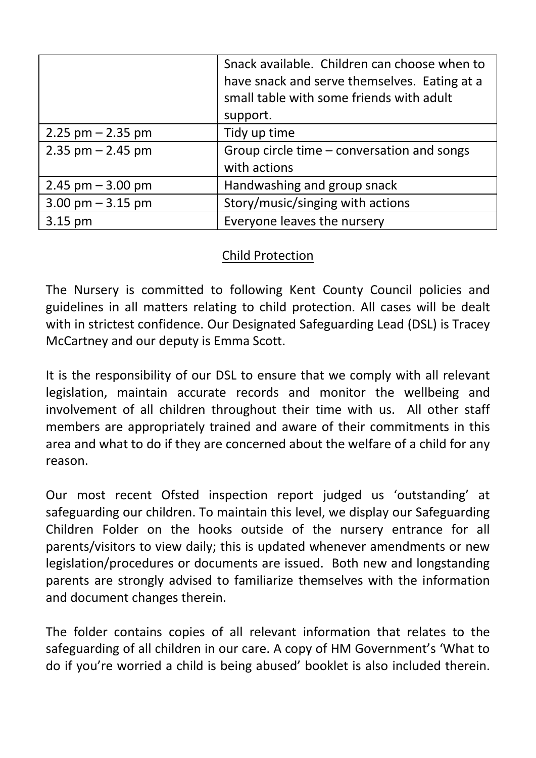| | |
|---|---|
| | Snack available. Children can choose when to have snack and serve themselves. Eating at a small table with some friends with adult support. |
| 2.25 pm – 2.35 pm | Tidy up time |
| 2.35 pm – 2.45 pm | Group circle time – conversation and songs with actions |
| 2.45 pm – 3.00 pm | Handwashing and group snack |
| 3.00 pm – 3.15 pm | Story/music/singing with actions |
| 3.15 pm | Everyone leaves the nursery |

## Child Protection

The Nursery is committed to following Kent County Council policies and guidelines in all matters relating to child protection. All cases will be dealt with in strictest confidence. Our Designated Safeguarding Lead (DSL) is Tracey McCartney and our deputy is Emma Scott.

It is the responsibility of our DSL to ensure that we comply with all relevant legislation, maintain accurate records and monitor the wellbeing and involvement of all children throughout their time with us. All other staff members are appropriately trained and aware of their commitments in this area and what to do if they are concerned about the welfare of a child for any reason.

Our most recent Ofsted inspection report judged us 'outstanding' at safeguarding our children. To maintain this level, we display our Safeguarding Children Folder on the hooks outside of the nursery entrance for all parents/visitors to view daily; this is updated whenever amendments or new legislation/procedures or documents are issued. Both new and longstanding parents are strongly advised to familiarize themselves with the information and document changes therein.

The folder contains copies of all relevant information that relates to the safeguarding of all children in our care. A copy of HM Government's 'What to do if you're worried a child is being abused' booklet is also included therein.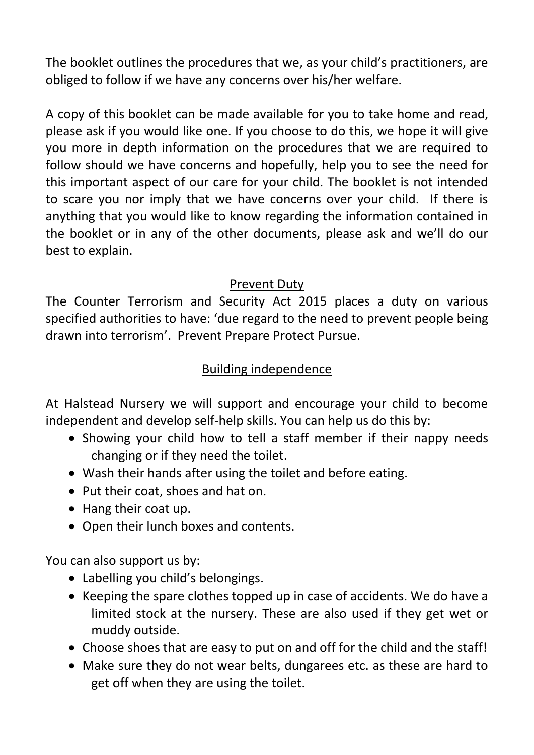The booklet outlines the procedures that we, as your child's practitioners, are obliged to follow if we have any concerns over his/her welfare.

A copy of this booklet can be made available for you to take home and read, please ask if you would like one. If you choose to do this, we hope it will give you more in depth information on the procedures that we are required to follow should we have concerns and hopefully, help you to see the need for this important aspect of our care for your child. The booklet is not intended to scare you nor imply that we have concerns over your child. If there is anything that you would like to know regarding the information contained in the booklet or in any of the other documents, please ask and we'll do our best to explain.

## Prevent Duty

The Counter Terrorism and Security Act 2015 places a duty on various specified authorities to have: 'due regard to the need to prevent people being drawn into terrorism'. Prevent Prepare Protect Pursue.

## Building independence

At Halstead Nursery we will support and encourage your child to become independent and develop self-help skills. You can help us do this by:

- Showing your child how to tell a staff member if their nappy needs changing or if they need the toilet.
- Wash their hands after using the toilet and before eating.
- Put their coat, shoes and hat on.
- Hang their coat up.
- Open their lunch boxes and contents.

You can also support us by:

- Labelling you child's belongings.
- Keeping the spare clothes topped up in case of accidents. We do have a limited stock at the nursery. These are also used if they get wet or muddy outside.
- Choose shoes that are easy to put on and off for the child and the staff!
- Make sure they do not wear belts, dungarees etc. as these are hard to get off when they are using the toilet.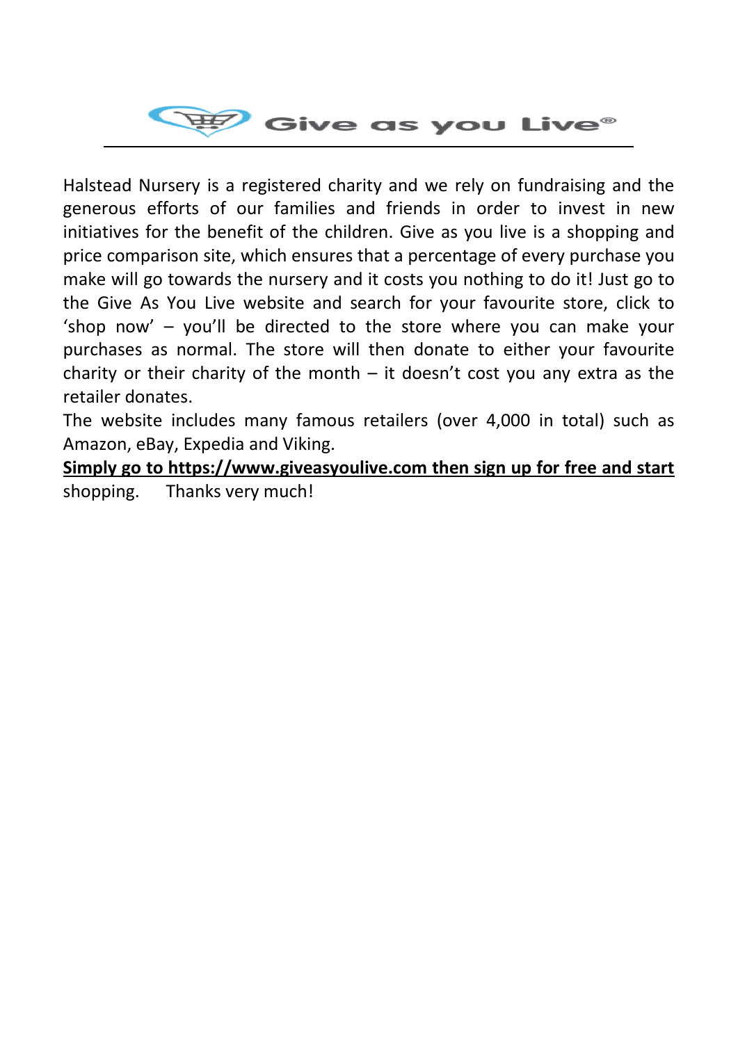Give as you Live®

Halstead Nursery is a registered charity and we rely on fundraising and the generous efforts of our families and friends in order to invest in new initiatives for the benefit of the children. Give as you live is a shopping and price comparison site, which ensures that a percentage of every purchase you make will go towards the nursery and it costs you nothing to do it! Just go to the Give As You Live website and search for your favourite store, click to 'shop now' – you'll be directed to the store where you can make your purchases as normal. The store will then donate to either your favourite charity or their charity of the month – it doesn't cost you any extra as the retailer donates.

The website includes many famous retailers (over 4,000 in total) such as Amazon, eBay, Expedia and Viking.

**Simply go to https://www.giveasyoulive.com then sign up for free and start** shopping. Thanks very much!